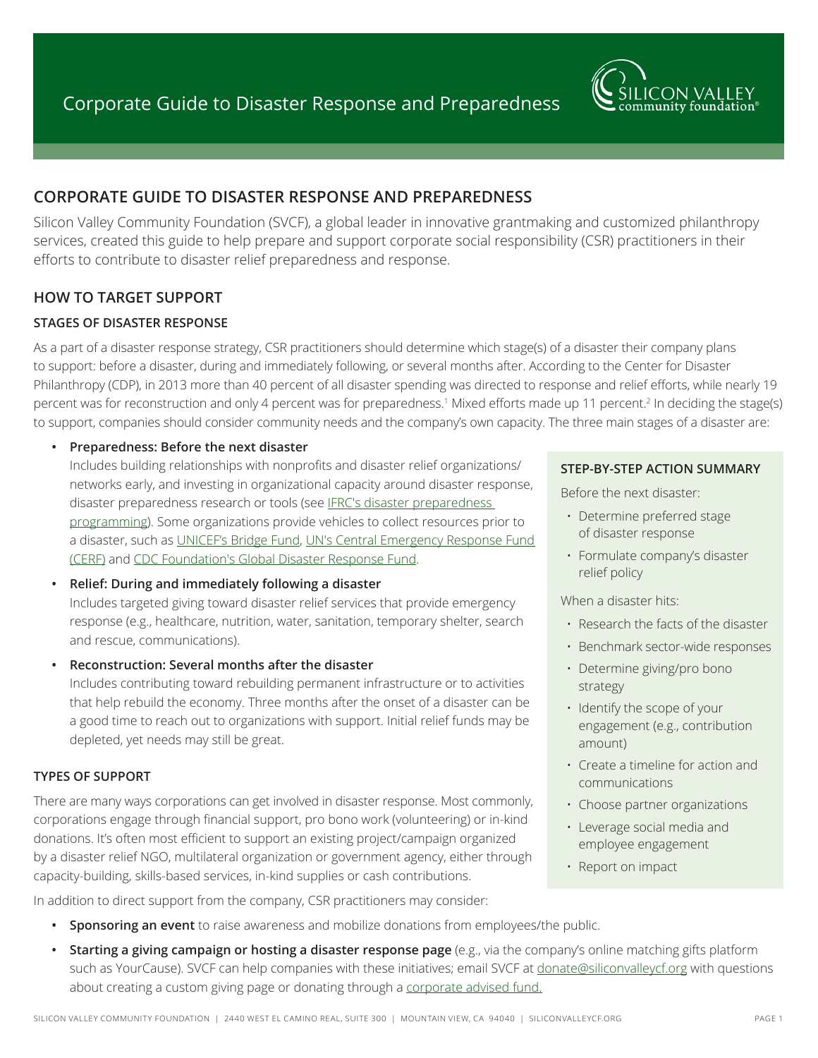# Corporate Guide to Disaster Response and Preparedness

## CORPORATE GUIDE TO DISASTER RESPONSE AND PREPAREDNESS

Silicon Valley Community Foundation (SVCF), a global leader in innovative grantmaking and customized philanthropy services, created this guide to help prepare and support corporate social responsibility (CSR) practitioners in their efforts to contribute to disaster relief preparedness and response.

## HOW TO TARGET SUPPORT

### STAGES OF DISASTER RESPONSE

As a part of a disaster response strategy, CSR practitioners should determine which stage(s) of a disaster their company plans to support: before a disaster, during and immediately following, or several months after. According to the Center for Disaster Philanthropy (CDP), in 2013 more than 40 percent of all disaster spending was directed to response and relief efforts, while nearly 19 percent was for reconstruction and only 4 percent was for preparedness.[1] Mixed efforts made up 11 percent.[2] In deciding the stage(s) to support, companies should consider community needs and the company's own capacity. The three main stages of a disaster are:

- **Preparedness: Before the next disaster**
  Includes building relationships with nonprofits and disaster relief organizations/networks early, and investing in organizational capacity around disaster response, disaster preparedness research or tools (see IFRC's disaster preparedness programming). Some organizations provide vehicles to collect resources prior to a disaster, such as UNICEF's Bridge Fund, UN's Central Emergency Response Fund (CERF) and CDC Foundation's Global Disaster Response Fund.
- **Relief: During and immediately following a disaster**
  Includes targeted giving toward disaster relief services that provide emergency response (e.g., healthcare, nutrition, water, sanitation, temporary shelter, search and rescue, communications).
- **Reconstruction: Several months after the disaster**
  Includes contributing toward rebuilding permanent infrastructure or to activities that help rebuild the economy. Three months after the onset of a disaster can be a good time to reach out to organizations with support. Initial relief funds may be depleted, yet needs may still be great.

### TYPES OF SUPPORT

There are many ways corporations can get involved in disaster response. Most commonly, corporations engage through financial support, pro bono work (volunteering) or in-kind donations. It's often most efficient to support an existing project/campaign organized by a disaster relief NGO, multilateral organization or government agency, either through capacity-building, skills-based services, in-kind supplies or cash contributions.

In addition to direct support from the company, CSR practitioners may consider:

- **Sponsoring an event** to raise awareness and mobilize donations from employees/the public.
- **Starting a giving campaign or hosting a disaster response page** (e.g., via the company's online matching gifts platform such as YourCause). SVCF can help companies with these initiatives; email SVCF at donate@siliconvalleycf.org with questions about creating a custom giving page or donating through a corporate advised fund.

### STEP-BY-STEP ACTION SUMMARY

Before the next disaster:

- Determine preferred stage of disaster response
- Formulate company's disaster relief policy

When a disaster hits:

- Research the facts of the disaster
- Benchmark sector-wide responses
- Determine giving/pro bono strategy
- Identify the scope of your engagement (e.g., contribution amount)
- Create a timeline for action and communications
- Choose partner organizations
- Leverage social media and employee engagement
- Report on impact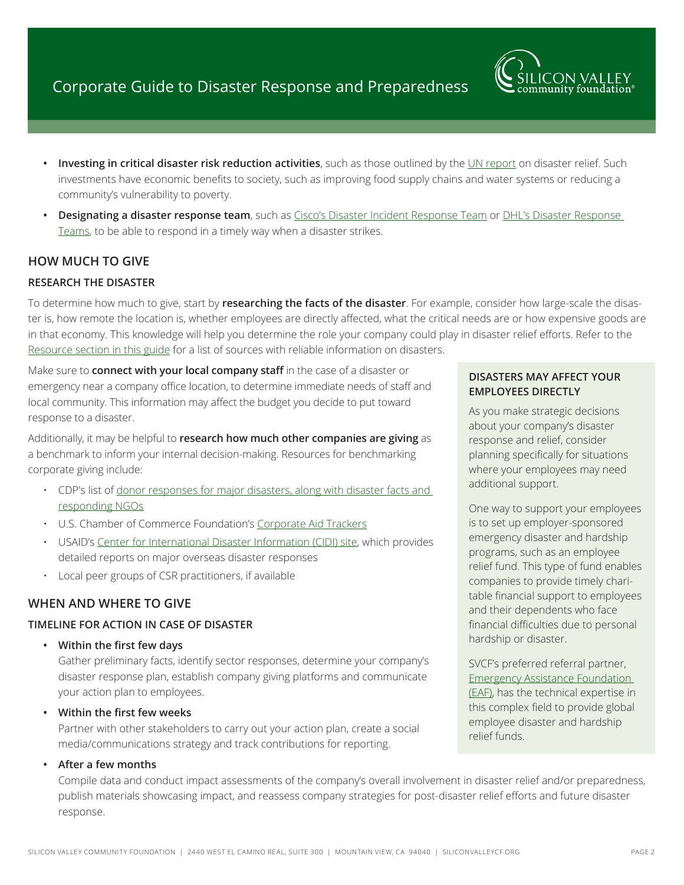- **Investing in critical disaster risk reduction activities**, such as those outlined by the UN report on disaster relief. Such investments have economic benefits to society, such as improving food supply chains and water systems or reducing a community's vulnerability to poverty.
- **Designating a disaster response team**, such as Cisco's Disaster Incident Response Team or DHL's Disaster Response Teams, to be able to respond in a timely way when a disaster strikes.

## HOW MUCH TO GIVE

### RESEARCH THE DISASTER

To determine how much to give, start by **researching the facts of the disaster**. For example, consider how large-scale the disaster is, how remote the location is, whether employees are directly affected, what the critical needs are or how expensive goods are in that economy. This knowledge will help you determine the role your company could play in disaster relief efforts. Refer to the Resource section in this guide for a list of sources with reliable information on disasters.

Make sure to **connect with your local company staff** in the case of a disaster or emergency near a company office location, to determine immediate needs of staff and local community. This information may affect the budget you decide to put toward response to a disaster.

Additionally, it may be helpful to **research how much other companies are giving** as a benchmark to inform your internal decision-making. Resources for benchmarking corporate giving include:

- CDP's list of donor responses for major disasters, along with disaster facts and responding NGOs
- U.S. Chamber of Commerce Foundation's Corporate Aid Trackers
- USAID's Center for International Disaster Information (CIDI) site, which provides detailed reports on major overseas disaster responses
- Local peer groups of CSR practitioners, if available

## WHEN AND WHERE TO GIVE

### TIMELINE FOR ACTION IN CASE OF DISASTER

- **Within the first few days**
  Gather preliminary facts, identify sector responses, determine your company's disaster response plan, establish company giving platforms and communicate your action plan to employees.
- **Within the first few weeks**
  Partner with other stakeholders to carry out your action plan, create a social media/communications strategy and track contributions for reporting.
- **After a few months**
  Compile data and conduct impact assessments of the company's overall involvement in disaster relief and/or preparedness, publish materials showcasing impact, and reassess company strategies for post-disaster relief efforts and future disaster response.

### DISASTERS MAY AFFECT YOUR EMPLOYEES DIRECTLY

As you make strategic decisions about your company's disaster response and relief, consider planning specifically for situations where your employees may need additional support.

One way to support your employees is to set up employer-sponsored emergency disaster and hardship programs, such as an employee relief fund. This type of fund enables companies to provide timely charitable financial support to employees and their dependents who face financial difficulties due to personal hardship or disaster.

SVCF's preferred referral partner, Emergency Assistance Foundation (EAF), has the technical expertise in this complex field to provide global employee disaster and hardship relief funds.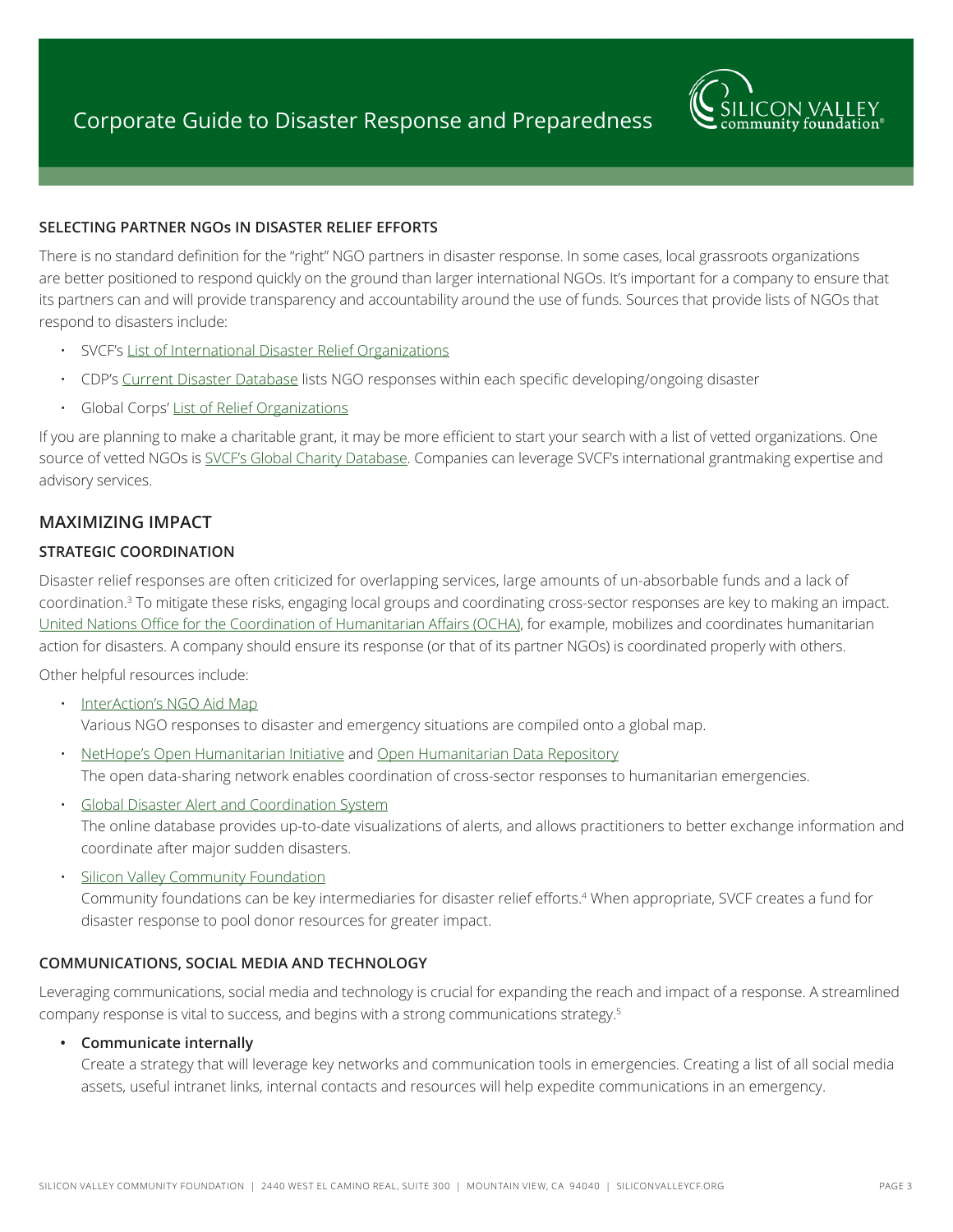### SELECTING PARTNER NGOs IN DISASTER RELIEF EFFORTS

There is no standard definition for the "right" NGO partners in disaster response. In some cases, local grassroots organizations are better positioned to respond quickly on the ground than larger international NGOs. It's important for a company to ensure that its partners can and will provide transparency and accountability around the use of funds. Sources that provide lists of NGOs that respond to disasters include:

- SVCF's List of International Disaster Relief Organizations
- CDP's Current Disaster Database lists NGO responses within each specific developing/ongoing disaster
- Global Corps' List of Relief Organizations

If you are planning to make a charitable grant, it may be more efficient to start your search with a list of vetted organizations. One source of vetted NGOs is SVCF's Global Charity Database. Companies can leverage SVCF's international grantmaking expertise and advisory services.

## MAXIMIZING IMPACT

### STRATEGIC COORDINATION

Disaster relief responses are often criticized for overlapping services, large amounts of un-absorbable funds and a lack of coordination.[3] To mitigate these risks, engaging local groups and coordinating cross-sector responses are key to making an impact. United Nations Office for the Coordination of Humanitarian Affairs (OCHA), for example, mobilizes and coordinates humanitarian action for disasters. A company should ensure its response (or that of its partner NGOs) is coordinated properly with others.

Other helpful resources include:

- InterAction's NGO Aid Map
  Various NGO responses to disaster and emergency situations are compiled onto a global map.
- NetHope's Open Humanitarian Initiative and Open Humanitarian Data Repository
  The open data-sharing network enables coordination of cross-sector responses to humanitarian emergencies.
- Global Disaster Alert and Coordination System
  The online database provides up-to-date visualizations of alerts, and allows practitioners to better exchange information and coordinate after major sudden disasters.
- Silicon Valley Community Foundation
  Community foundations can be key intermediaries for disaster relief efforts.[4] When appropriate, SVCF creates a fund for disaster response to pool donor resources for greater impact.

### COMMUNICATIONS, SOCIAL MEDIA AND TECHNOLOGY

Leveraging communications, social media and technology is crucial for expanding the reach and impact of a response. A streamlined company response is vital to success, and begins with a strong communications strategy.[5]

- **Communicate internally**
  Create a strategy that will leverage key networks and communication tools in emergencies. Creating a list of all social media assets, useful intranet links, internal contacts and resources will help expedite communications in an emergency.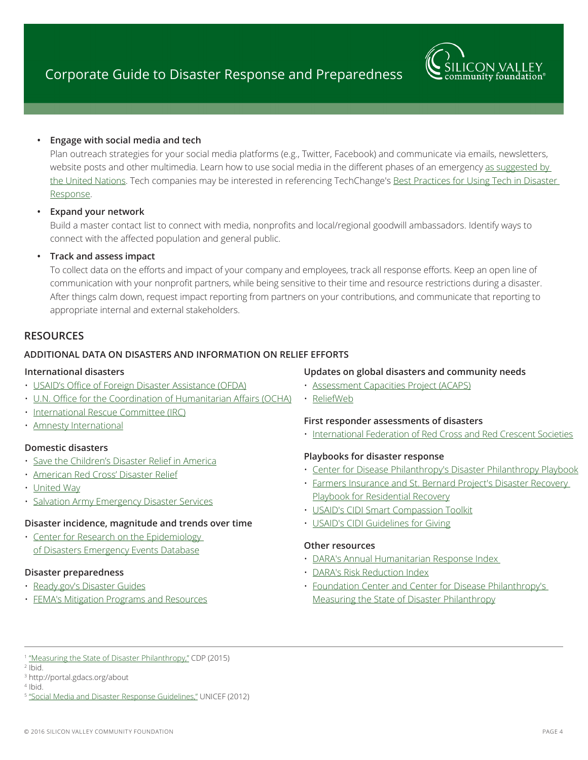- **Engage with social media and tech**
  Plan outreach strategies for your social media platforms (e.g., Twitter, Facebook) and communicate via emails, newsletters, website posts and other multimedia. Learn how to use social media in the different phases of an emergency as suggested by the United Nations. Tech companies may be interested in referencing TechChange's Best Practices for Using Tech in Disaster Response.

- **Expand your network**
  Build a master contact list to connect with media, nonprofits and local/regional goodwill ambassadors. Identify ways to connect with the affected population and general public.

- **Track and assess impact**
  To collect data on the efforts and impact of your company and employees, track all response efforts. Keep an open line of communication with your nonprofit partners, while being sensitive to their time and resource restrictions during a disaster. After things calm down, request impact reporting from partners on your contributions, and communicate that reporting to appropriate internal and external stakeholders.

## RESOURCES

### ADDITIONAL DATA ON DISASTERS AND INFORMATION ON RELIEF EFFORTS

#### International disasters

- USAID's Office of Foreign Disaster Assistance (OFDA)
- U.N. Office for the Coordination of Humanitarian Affairs (OCHA)
- International Rescue Committee (IRC)
- Amnesty International

#### Domestic disasters

- Save the Children's Disaster Relief in America
- American Red Cross' Disaster Relief
- United Way
- Salvation Army Emergency Disaster Services

#### Disaster incidence, magnitude and trends over time

- Center for Research on the Epidemiology of Disasters Emergency Events Database

#### Disaster preparedness

- Ready.gov's Disaster Guides
- FEMA's Mitigation Programs and Resources

#### Updates on global disasters and community needs

- Assessment Capacities Project (ACAPS)
- ReliefWeb

#### First responder assessments of disasters

- International Federation of Red Cross and Red Crescent Societies

#### Playbooks for disaster response

- Center for Disease Philanthropy's Disaster Philanthropy Playbook
- Farmers Insurance and St. Bernard Project's Disaster Recovery Playbook for Residential Recovery
- USAID's CIDI Smart Compassion Toolkit
- USAID's CIDI Guidelines for Giving

#### Other resources

- DARA's Annual Humanitarian Response Index
- DARA's Risk Reduction Index
- Foundation Center and Center for Disease Philanthropy's Measuring the State of Disaster Philanthropy

---

[1] "Measuring the State of Disaster Philanthropy," CDP (2015)
[2] Ibid.
[3] http://portal.gdacs.org/about
[4] Ibid.
[5] "Social Media and Disaster Response Guidelines," UNICEF (2012)